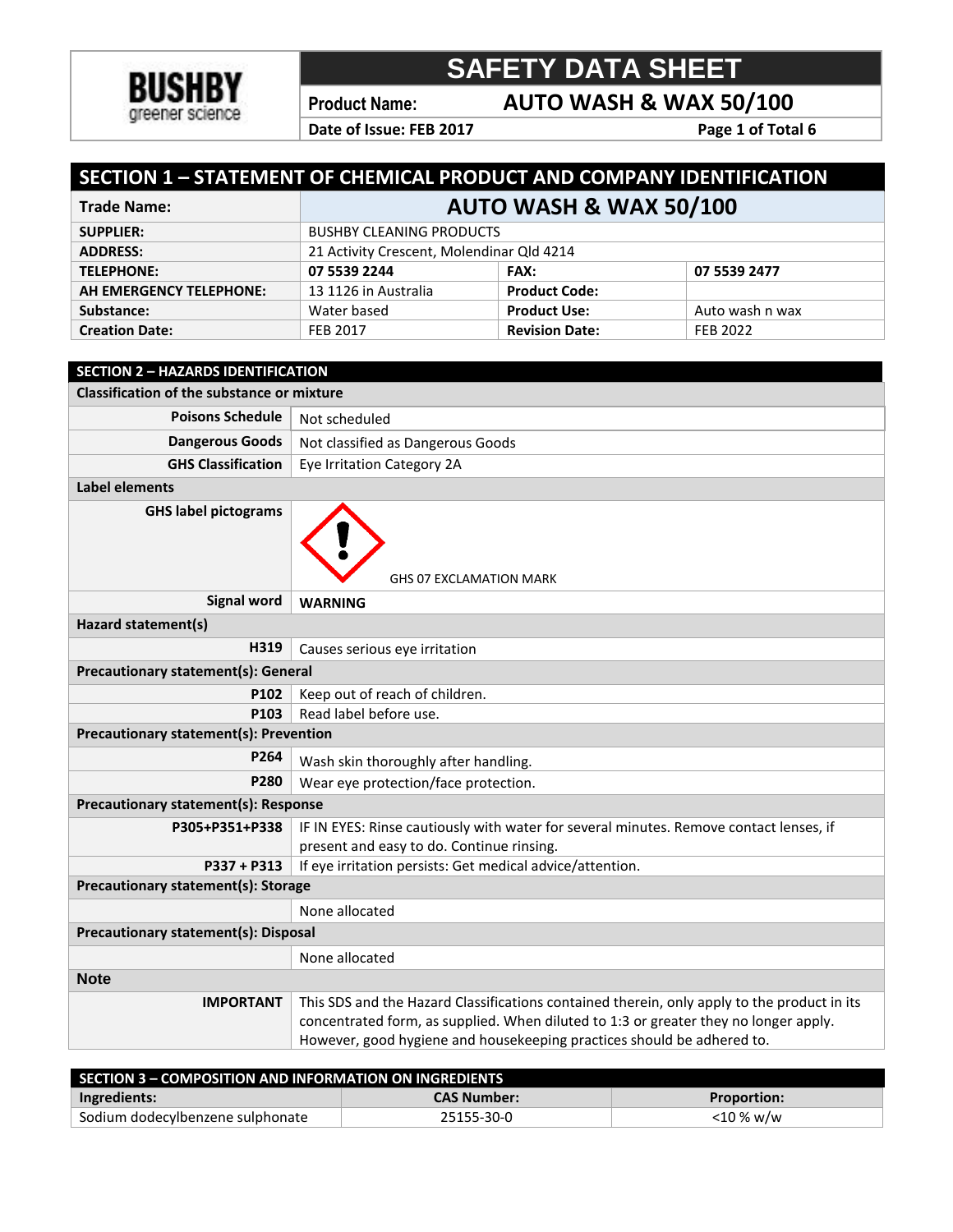**BUSHBY**
greener science

# SAFETY DATA SHEET

**Product Name:** AUTO WASH & WAX 50/100

**Date of Issue: FEB 2017**

## SECTION 1 – STATEMENT OF CHEMICAL PRODUCT AND COMPANY IDENTIFICATION

| **Trade Name:** | **AUTO WASH & WAX 50/100** | | |
|---|---|---|---|
| **SUPPLIER:** | BUSHBY CLEANING PRODUCTS | | |
| **ADDRESS:** | 21 Activity Crescent, Molendinar Qld 4214 | | |
| **TELEPHONE:** | **07 5539 2244** | **FAX:** | **07 5539 2477** |
| **AH EMERGENCY TELEPHONE:** | 13 1126 in Australia | **Product Code:** | |
| **Substance:** | Water based | **Product Use:** | Auto wash n wax |
| **Creation Date:** | FEB 2017 | **Revision Date:** | FEB 2022 |

## SECTION 2 – HAZARDS IDENTIFICATION

### Classification of the substance or mixture

| | |
|---|---|
| **Poisons Schedule** | Not scheduled |
| **Dangerous Goods** | Not classified as Dangerous Goods |
| **GHS Classification** | Eye Irritation Category 2A |

### Label elements

| | |
|---|---|
| **GHS label pictograms** | GHS 07 EXCLAMATION MARK |
| **Signal word** | **WARNING** |

### Hazard statement(s)

| | |
|---|---|
| **H319** | Causes serious eye irritation |

### Precautionary statement(s): General

| | |
|---|---|
| **P102** | Keep out of reach of children. |
| **P103** | Read label before use. |

### Precautionary statement(s): Prevention

| | |
|---|---|
| **P264** | Wash skin thoroughly after handling. |
| **P280** | Wear eye protection/face protection. |

### Precautionary statement(s): Response

| | |
|---|---|
| **P305+P351+P338** | IF IN EYES: Rinse cautiously with water for several minutes. Remove contact lenses, if present and easy to do. Continue rinsing. |
| **P337 + P313** | If eye irritation persists: Get medical advice/attention. |

### Precautionary statement(s): Storage

None allocated

### Precautionary statement(s): Disposal

None allocated

### Note

| | |
|---|---|
| **IMPORTANT** | This SDS and the Hazard Classifications contained therein, only apply to the product in its concentrated form, as supplied. When diluted to 1:3 or greater they no longer apply. However, good hygiene and housekeeping practices should be adhered to. |

## SECTION 3 – COMPOSITION AND INFORMATION ON INGREDIENTS

| **Ingredients:** | **CAS Number:** | **Proportion:** |
|---|---|---|
| Sodium dodecylbenzene sulphonate | 25155-30-0 | <10 % w/w |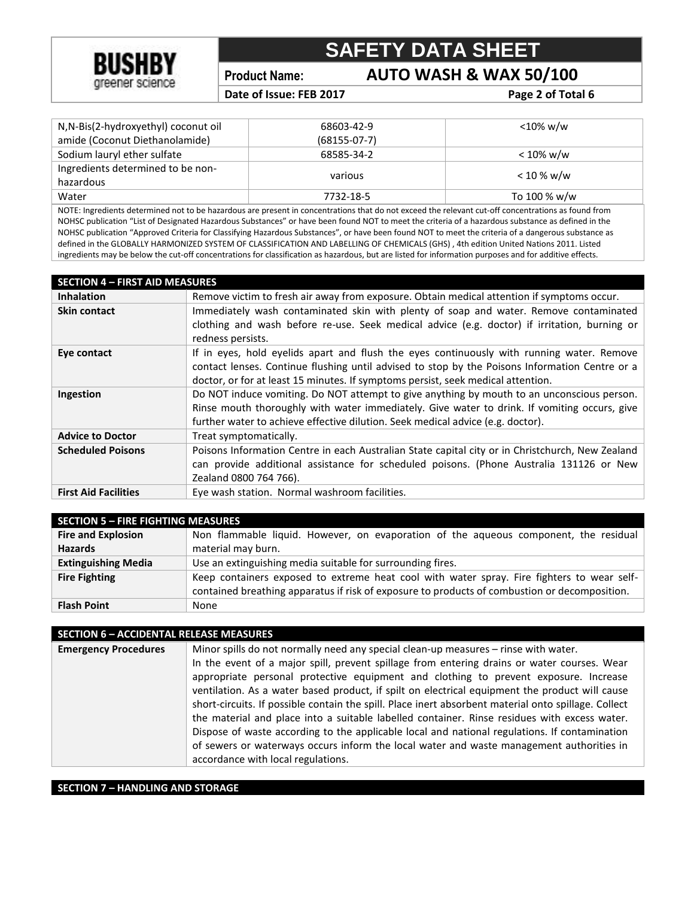| | | |
|---|---|---|
| N,N-Bis(2-hydroxyethyl) coconut oil amide (Coconut Diethanolamide) | 68603-42-9 (68155-07-7) | <10% w/w |
| Sodium lauryl ether sulfate | 68585-34-2 | < 10% w/w |
| Ingredients determined to be non-hazardous | various | < 10 % w/w |
| Water | 7732-18-5 | To 100 % w/w |

NOTE: Ingredients determined not to be hazardous are present in concentrations that do not exceed the relevant cut-off concentrations as found from NOHSC publication "List of Designated Hazardous Substances" or have been found NOT to meet the criteria of a hazardous substance as defined in the NOHSC publication "Approved Criteria for Classifying Hazardous Substances", or have been found NOT to meet the criteria of a dangerous substance as defined in the GLOBALLY HARMONIZED SYSTEM OF CLASSIFICATION AND LABELLING OF CHEMICALS (GHS) , 4th edition United Nations 2011. Listed ingredients may be below the cut-off concentrations for classification as hazardous, but are listed for information purposes and for additive effects.

## SECTION 4 – FIRST AID MEASURES

| | |
|---|---|
| **Inhalation** | Remove victim to fresh air away from exposure. Obtain medical attention if symptoms occur. |
| **Skin contact** | Immediately wash contaminated skin with plenty of soap and water. Remove contaminated clothing and wash before re-use. Seek medical advice (e.g. doctor) if irritation, burning or redness persists. |
| **Eye contact** | If in eyes, hold eyelids apart and flush the eyes continuously with running water. Remove contact lenses. Continue flushing until advised to stop by the Poisons Information Centre or a doctor, or for at least 15 minutes. If symptoms persist, seek medical attention. |
| **Ingestion** | Do NOT induce vomiting. Do NOT attempt to give anything by mouth to an unconscious person. Rinse mouth thoroughly with water immediately. Give water to drink. If vomiting occurs, give further water to achieve effective dilution. Seek medical advice (e.g. doctor). |
| **Advice to Doctor** | Treat symptomatically. |
| **Scheduled Poisons** | Poisons Information Centre in each Australian State capital city or in Christchurch, New Zealand can provide additional assistance for scheduled poisons. (Phone Australia 131126 or New Zealand 0800 764 766). |
| **First Aid Facilities** | Eye wash station. Normal washroom facilities. |

## SECTION 5 – FIRE FIGHTING MEASURES

| | |
|---|---|
| **Fire and Explosion Hazards** | Non flammable liquid. However, on evaporation of the aqueous component, the residual material may burn. |
| **Extinguishing Media** | Use an extinguishing media suitable for surrounding fires. |
| **Fire Fighting** | Keep containers exposed to extreme heat cool with water spray. Fire fighters to wear self-contained breathing apparatus if risk of exposure to products of combustion or decomposition. |
| **Flash Point** | None |

## SECTION 6 – ACCIDENTAL RELEASE MEASURES

| | |
|---|---|
| **Emergency Procedures** | Minor spills do not normally need any special clean-up measures – rinse with water. In the event of a major spill, prevent spillage from entering drains or water courses. Wear appropriate personal protective equipment and clothing to prevent exposure. Increase ventilation. As a water based product, if spilt on electrical equipment the product will cause short-circuits. If possible contain the spill. Place inert absorbent material onto spillage. Collect the material and place into a suitable labelled container. Rinse residues with excess water. Dispose of waste according to the applicable local and national regulations. If contamination of sewers or waterways occurs inform the local water and waste management authorities in accordance with local regulations. |

## SECTION 7 – HANDLING AND STORAGE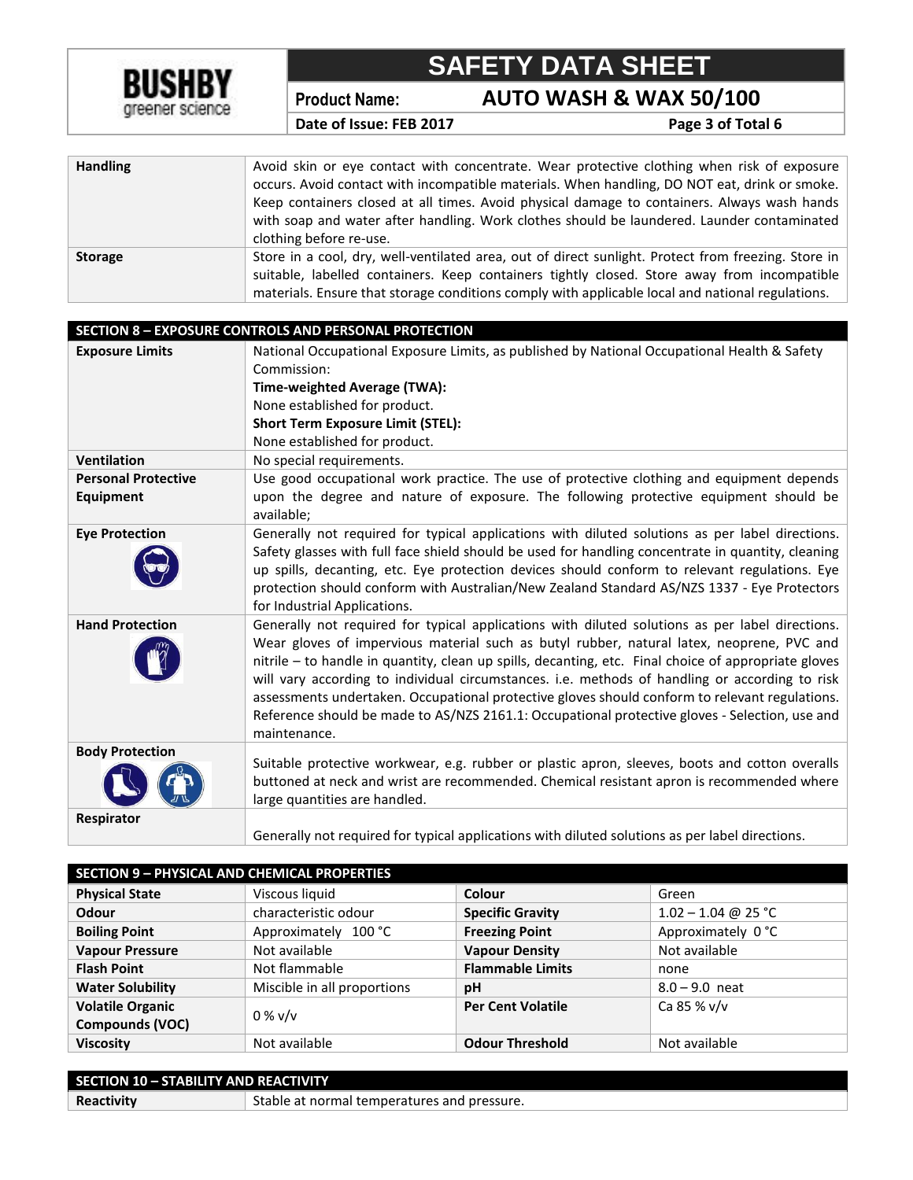| | |
|---|---|
| **Handling** | Avoid skin or eye contact with concentrate. Wear protective clothing when risk of exposure occurs. Avoid contact with incompatible materials. When handling, DO NOT eat, drink or smoke. Keep containers closed at all times. Avoid physical damage to containers. Always wash hands with soap and water after handling. Work clothes should be laundered. Launder contaminated clothing before re-use. |
| **Storage** | Store in a cool, dry, well-ventilated area, out of direct sunlight. Protect from freezing. Store in suitable, labelled containers. Keep containers tightly closed. Store away from incompatible materials. Ensure that storage conditions comply with applicable local and national regulations. |

## SECTION 8 – EXPOSURE CONTROLS AND PERSONAL PROTECTION

| | |
|---|---|
| **Exposure Limits** | National Occupational Exposure Limits, as published by National Occupational Health & Safety Commission:<br>**Time-weighted Average (TWA):**<br>None established for product.<br>**Short Term Exposure Limit (STEL):**<br>None established for product. |
| **Ventilation** | No special requirements. |
| **Personal Protective Equipment** | Use good occupational work practice. The use of protective clothing and equipment depends upon the degree and nature of exposure. The following protective equipment should be available; |
| **Eye Protection** | Generally not required for typical applications with diluted solutions as per label directions. Safety glasses with full face shield should be used for handling concentrate in quantity, cleaning up spills, decanting, etc. Eye protection devices should conform to relevant regulations. Eye protection should conform with Australian/New Zealand Standard AS/NZS 1337 - Eye Protectors for Industrial Applications. |
| **Hand Protection** | Generally not required for typical applications with diluted solutions as per label directions. Wear gloves of impervious material such as butyl rubber, natural latex, neoprene, PVC and nitrile – to handle in quantity, clean up spills, decanting, etc. Final choice of appropriate gloves will vary according to individual circumstances. i.e. methods of handling or according to risk assessments undertaken. Occupational protective gloves should conform to relevant regulations. Reference should be made to AS/NZS 2161.1: Occupational protective gloves - Selection, use and maintenance. |
| **Body Protection** | Suitable protective workwear, e.g. rubber or plastic apron, sleeves, boots and cotton overalls buttoned at neck and wrist are recommended. Chemical resistant apron is recommended where large quantities are handled. |
| **Respirator** | Generally not required for typical applications with diluted solutions as per label directions. |

## SECTION 9 – PHYSICAL AND CHEMICAL PROPERTIES

| | | | |
|---|---|---|---|
| **Physical State** | Viscous liquid | **Colour** | Green |
| **Odour** | characteristic odour | **Specific Gravity** | 1.02 – 1.04 @ 25 °C |
| **Boiling Point** | Approximately 100 °C | **Freezing Point** | Approximately 0 °C |
| **Vapour Pressure** | Not available | **Vapour Density** | Not available |
| **Flash Point** | Not flammable | **Flammable Limits** | none |
| **Water Solubility** | Miscible in all proportions | **pH** | 8.0 – 9.0 neat |
| **Volatile Organic Compounds (VOC)** | 0 % v/v | **Per Cent Volatile** | Ca 85 % v/v |
| **Viscosity** | Not available | **Odour Threshold** | Not available |

## SECTION 10 – STABILITY AND REACTIVITY

| | |
|---|---|
| **Reactivity** | Stable at normal temperatures and pressure. |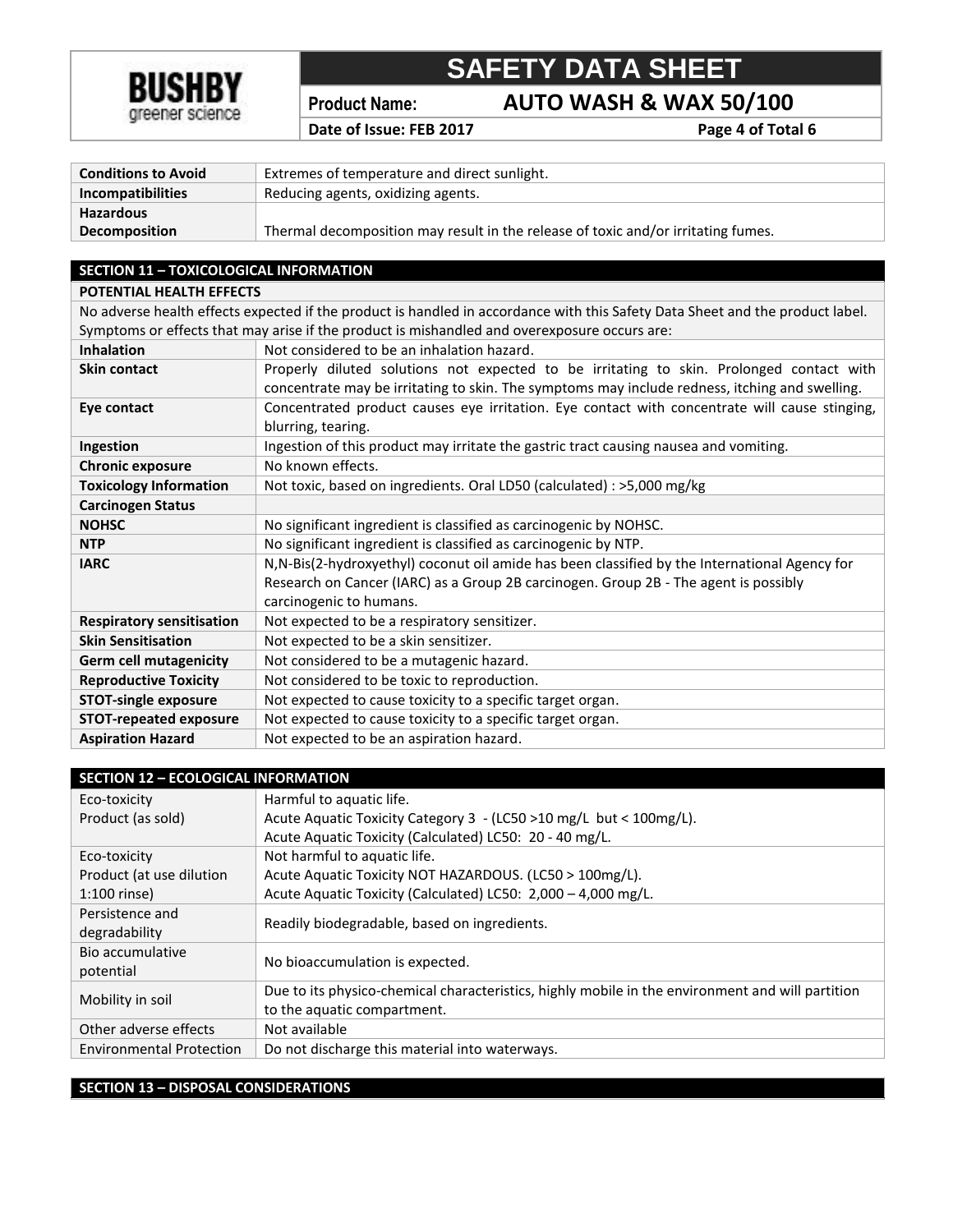| | |
|---|---|
| **Conditions to Avoid** | Extremes of temperature and direct sunlight. |
| **Incompatibilities** | Reducing agents, oxidizing agents. |
| **Hazardous Decomposition** | Thermal decomposition may result in the release of toxic and/or irritating fumes. |

## SECTION 11 – TOXICOLOGICAL INFORMATION

**POTENTIAL HEALTH EFFECTS**

No adverse health effects expected if the product is handled in accordance with this Safety Data Sheet and the product label. Symptoms or effects that may arise if the product is mishandled and overexposure occurs are:

| | |
|---|---|
| **Inhalation** | Not considered to be an inhalation hazard. |
| **Skin contact** | Properly diluted solutions not expected to be irritating to skin. Prolonged contact with concentrate may be irritating to skin. The symptoms may include redness, itching and swelling. |
| **Eye contact** | Concentrated product causes eye irritation. Eye contact with concentrate will cause stinging, blurring, tearing. |
| **Ingestion** | Ingestion of this product may irritate the gastric tract causing nausea and vomiting. |
| **Chronic exposure** | No known effects. |
| **Toxicology Information** | Not toxic, based on ingredients. Oral LD50 (calculated) : >5,000 mg/kg |
| **Carcinogen Status** | |
| **NOHSC** | No significant ingredient is classified as carcinogenic by NOHSC. |
| **NTP** | No significant ingredient is classified as carcinogenic by NTP. |
| **IARC** | N,N-Bis(2-hydroxyethyl) coconut oil amide has been classified by the International Agency for Research on Cancer (IARC) as a Group 2B carcinogen. Group 2B - The agent is possibly carcinogenic to humans. |
| **Respiratory sensitisation** | Not expected to be a respiratory sensitizer. |
| **Skin Sensitisation** | Not expected to be a skin sensitizer. |
| **Germ cell mutagenicity** | Not considered to be a mutagenic hazard. |
| **Reproductive Toxicity** | Not considered to be toxic to reproduction. |
| **STOT-single exposure** | Not expected to cause toxicity to a specific target organ. |
| **STOT-repeated exposure** | Not expected to cause toxicity to a specific target organ. |
| **Aspiration Hazard** | Not expected to be an aspiration hazard. |

## SECTION 12 – ECOLOGICAL INFORMATION

| | |
|---|---|
| Eco-toxicity Product (as sold) | Harmful to aquatic life.<br>Acute Aquatic Toxicity Category 3 - (LC50 >10 mg/L but < 100mg/L).<br>Acute Aquatic Toxicity (Calculated) LC50: 20 - 40 mg/L. |
| Eco-toxicity Product (at use dilution 1:100 rinse) | Not harmful to aquatic life.<br>Acute Aquatic Toxicity NOT HAZARDOUS. (LC50 > 100mg/L).<br>Acute Aquatic Toxicity (Calculated) LC50: 2,000 – 4,000 mg/L. |
| Persistence and degradability | Readily biodegradable, based on ingredients. |
| Bio accumulative potential | No bioaccumulation is expected. |
| Mobility in soil | Due to its physico-chemical characteristics, highly mobile in the environment and will partition to the aquatic compartment. |
| Other adverse effects | Not available |
| Environmental Protection | Do not discharge this material into waterways. |

## SECTION 13 – DISPOSAL CONSIDERATIONS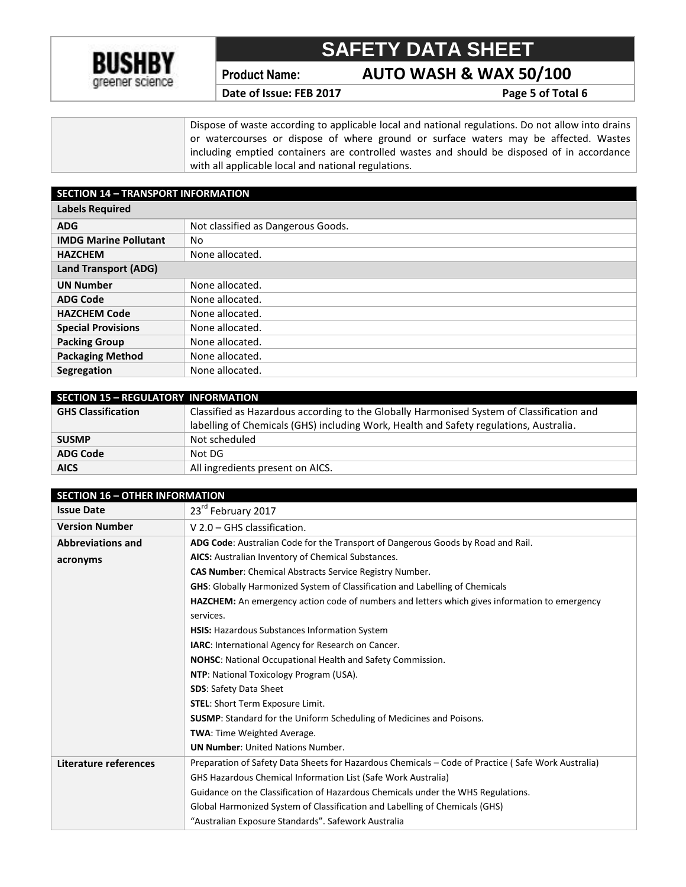| | |
|---|---|
| | Dispose of waste according to applicable local and national regulations. Do not allow into drains or watercourses or dispose of where ground or surface waters may be affected. Wastes including emptied containers are controlled wastes and should be disposed of in accordance with all applicable local and national regulations. |

## SECTION 14 – TRANSPORT INFORMATION

| Labels Required | |
|---|---|
| **ADG** | Not classified as Dangerous Goods. |
| **IMDG Marine Pollutant** | No |
| **HAZCHEM** | None allocated. |
| **Land Transport (ADG)** | |
| **UN Number** | None allocated. |
| **ADG Code** | None allocated. |
| **HAZCHEM Code** | None allocated. |
| **Special Provisions** | None allocated. |
| **Packing Group** | None allocated. |
| **Packaging Method** | None allocated. |
| **Segregation** | None allocated. |

## SECTION 15 – REGULATORY INFORMATION

| | |
|---|---|
| **GHS Classification** | Classified as Hazardous according to the Globally Harmonised System of Classification and labelling of Chemicals (GHS) including Work, Health and Safety regulations, Australia. |
| **SUSMP** | Not scheduled |
| **ADG Code** | Not DG |
| **AICS** | All ingredients present on AICS. |

## SECTION 16 – OTHER INFORMATION

| | |
|---|---|
| **Issue Date** | 23rd February 2017 |
| **Version Number** | V 2.0 – GHS classification. |
| **Abbreviations and acronyms** | **ADG Code**: Australian Code for the Transport of Dangerous Goods by Road and Rail.<br>**AICS:** Australian Inventory of Chemical Substances.<br>**CAS Number**: Chemical Abstracts Service Registry Number.<br>**GHS**: Globally Harmonized System of Classification and Labelling of Chemicals<br>**HAZCHEM:** An emergency action code of numbers and letters which gives information to emergency services.<br>**HSIS:** Hazardous Substances Information System<br>**IARC**: International Agency for Research on Cancer.<br>**NOHSC**: National Occupational Health and Safety Commission.<br>**NTP**: National Toxicology Program (USA).<br>**SDS**: Safety Data Sheet<br>**STEL**: Short Term Exposure Limit.<br>**SUSMP**: Standard for the Uniform Scheduling of Medicines and Poisons.<br>**TWA**: Time Weighted Average.<br>**UN Number**: United Nations Number. |
| **Literature references** | Preparation of Safety Data Sheets for Hazardous Chemicals – Code of Practice ( Safe Work Australia)<br>GHS Hazardous Chemical Information List (Safe Work Australia)<br>Guidance on the Classification of Hazardous Chemicals under the WHS Regulations.<br>Global Harmonized System of Classification and Labelling of Chemicals (GHS)<br>"Australian Exposure Standards". Safework Australia |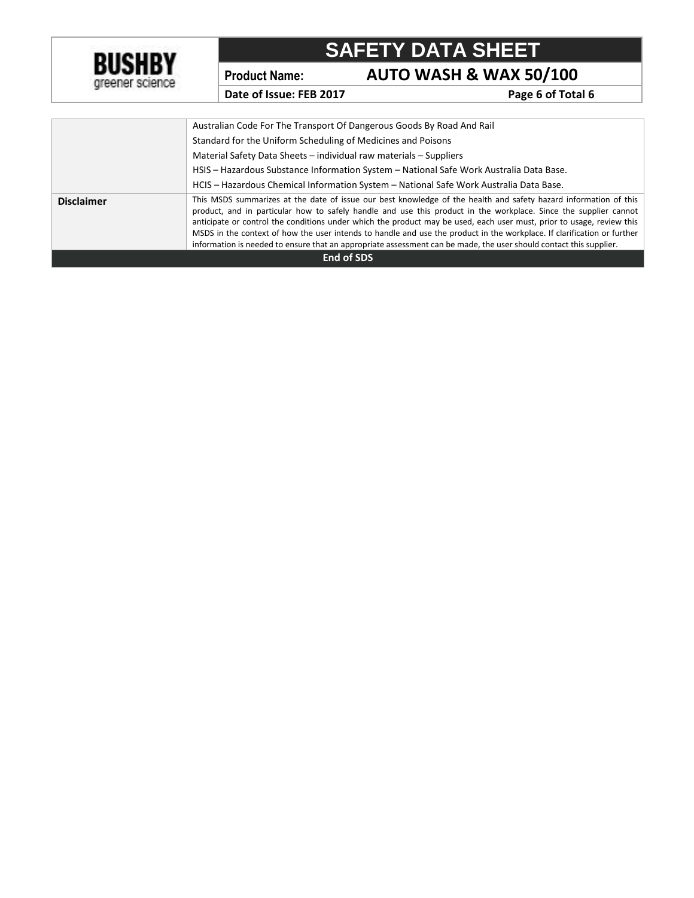| | |
|---|---|
| | Australian Code For The Transport Of Dangerous Goods By Road And Rail<br>Standard for the Uniform Scheduling of Medicines and Poisons<br>Material Safety Data Sheets – individual raw materials – Suppliers<br>HSIS – Hazardous Substance Information System – National Safe Work Australia Data Base.<br>HCIS – Hazardous Chemical Information System – National Safe Work Australia Data Base. |
| **Disclaimer** | This MSDS summarizes at the date of issue our best knowledge of the health and safety hazard information of this product, and in particular how to safely handle and use this product in the workplace. Since the supplier cannot anticipate or control the conditions under which the product may be used, each user must, prior to usage, review this MSDS in the context of how the user intends to handle and use the product in the workplace. If clarification or further information is needed to ensure that an appropriate assessment can be made, the user should contact this supplier. |

**End of SDS**